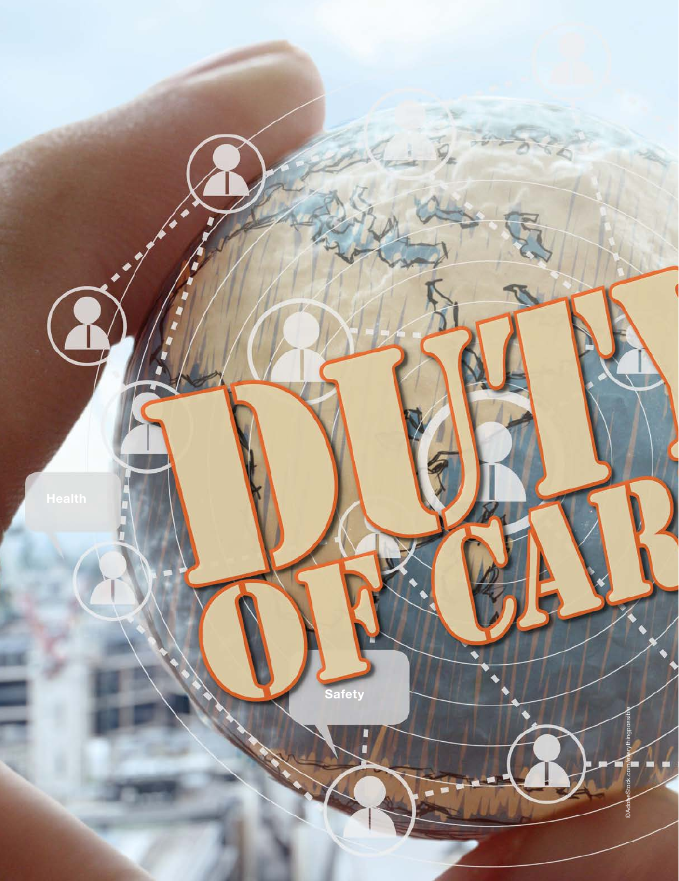# DUTY OF CARE

Health

Safety

©AdobeStock.com/everythingpossible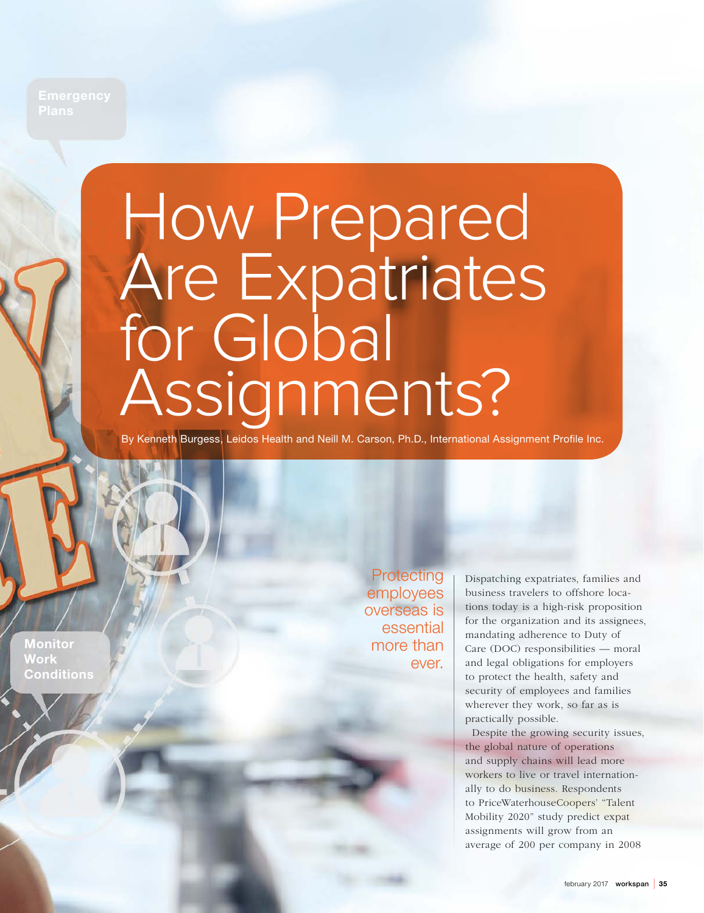# How Prepared Are Expatriates for Global Assignments?

By Kenneth Burgess, Leidos Health and Neill M. Carson, Ph.D., International Assignment Profile Inc.

Protecting employees overseas is essential more than ever.

Dispatching expatriates, families and business travelers to offshore locations today is a high-risk proposition for the organization and its assignees, mandating adherence to Duty of Care (DOC) responsibilities — moral and legal obligations for employers to protect the health, safety and security of employees and families wherever they work, so far as is practically possible.

Despite the growing security issues, the global nature of operations and supply chains will lead more workers to live or travel internationally to do business. Respondents to PriceWaterhouseCoopers' "Talent Mobility 2020" study predict expat assignments will grow from an average of 200 per company in 2008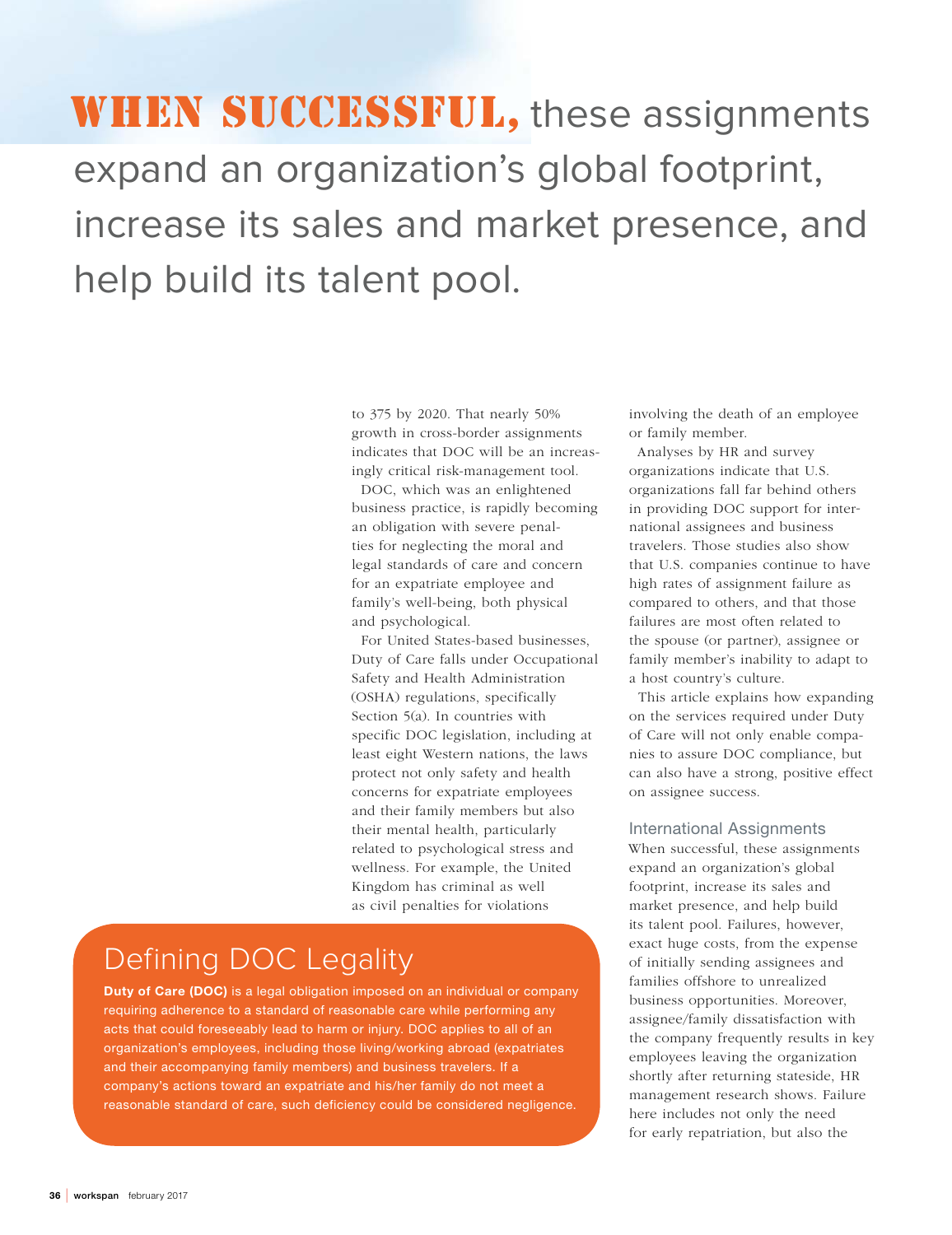**WHEN SUCCESSFUL,** these assignments expand an organization's global footprint, increase its sales and market presence, and help build its talent pool.

to 375 by 2020. That nearly 50% growth in cross-border assignments indicates that DOC will be an increasingly critical risk-management tool.

DOC, which was an enlightened business practice, is rapidly becoming an obligation with severe penalties for neglecting the moral and legal standards of care and concern for an expatriate employee and family's well-being, both physical and psychological.

For United States-based businesses, Duty of Care falls under Occupational Safety and Health Administration (OSHA) regulations, specifically Section 5(a). In countries with specific DOC legislation, including at least eight Western nations, the laws protect not only safety and health concerns for expatriate employees and their family members but also their mental health, particularly related to psychological stress and wellness. For example, the United Kingdom has criminal as well as civil penalties for violations involving the death of an employee or family member.

Analyses by HR and survey organizations indicate that U.S. organizations fall far behind others in providing DOC support for international assignees and business travelers. Those studies also show that U.S. companies continue to have high rates of assignment failure as compared to others, and that those failures are most often related to the spouse (or partner), assignee or family member's inability to adapt to a host country's culture.

This article explains how expanding on the services required under Duty of Care will not only enable companies to assure DOC compliance, but can also have a strong, positive effect on assignee success.

## Defining DOC Legality

**Duty of Care (DOC)** is a legal obligation imposed on an individual or company requiring adherence to a standard of reasonable care while performing any acts that could foreseeably lead to harm or injury. DOC applies to all of an organization's employees, including those living/working abroad (expatriates and their accompanying family members) and business travelers. If a company's actions toward an expatriate and his/her family do not meet a reasonable standard of care, such deficiency could be considered negligence.

## International Assignments

When successful, these assignments expand an organization's global footprint, increase its sales and market presence, and help build its talent pool. Failures, however, exact huge costs, from the expense of initially sending assignees and families offshore to unrealized business opportunities. Moreover, assignee/family dissatisfaction with the company frequently results in key employees leaving the organization shortly after returning stateside, HR management research shows. Failure here includes not only the need for early repatriation, but also the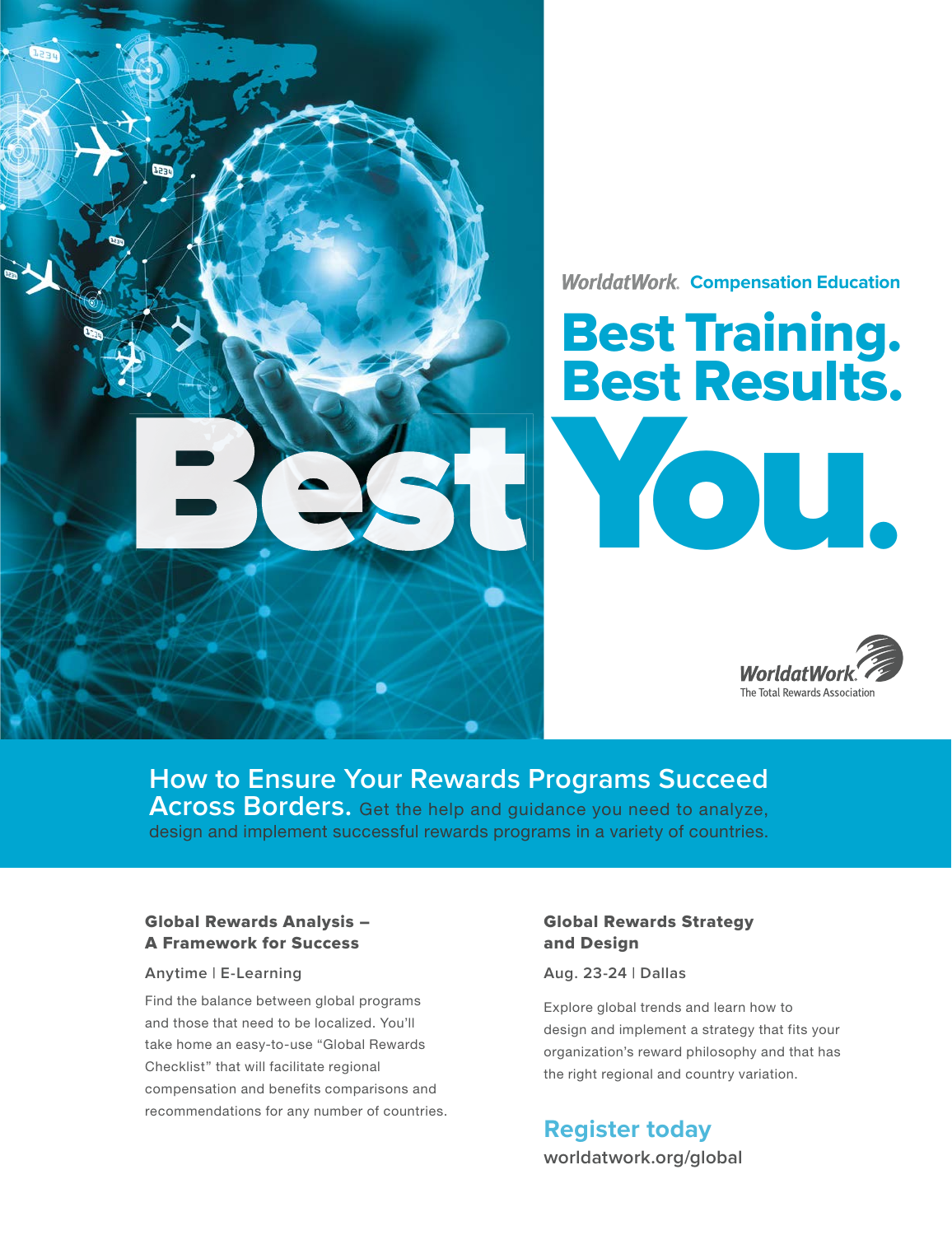WorldatWork. **Compensation Education**

# Best Training. Best Results.

# Best You.

WorldatWork. The Total Rewards Association

## How to Ensure Your Rewards Programs Succeed Across Borders.

Get the help and guidance you need to analyze, design and implement successful rewards programs in a variety of countries.

### Global Rewards Analysis – A Framework for Success

Anytime | E-Learning

Find the balance between global programs and those that need to be localized. You'll take home an easy-to-use "Global Rewards Checklist" that will facilitate regional compensation and benefits comparisons and recommendations for any number of countries.

### Global Rewards Strategy and Design

Aug. 23-24 | Dallas

Explore global trends and learn how to design and implement a strategy that fits your organization's reward philosophy and that has the right regional and country variation.

**Register today**

worldatwork.org/global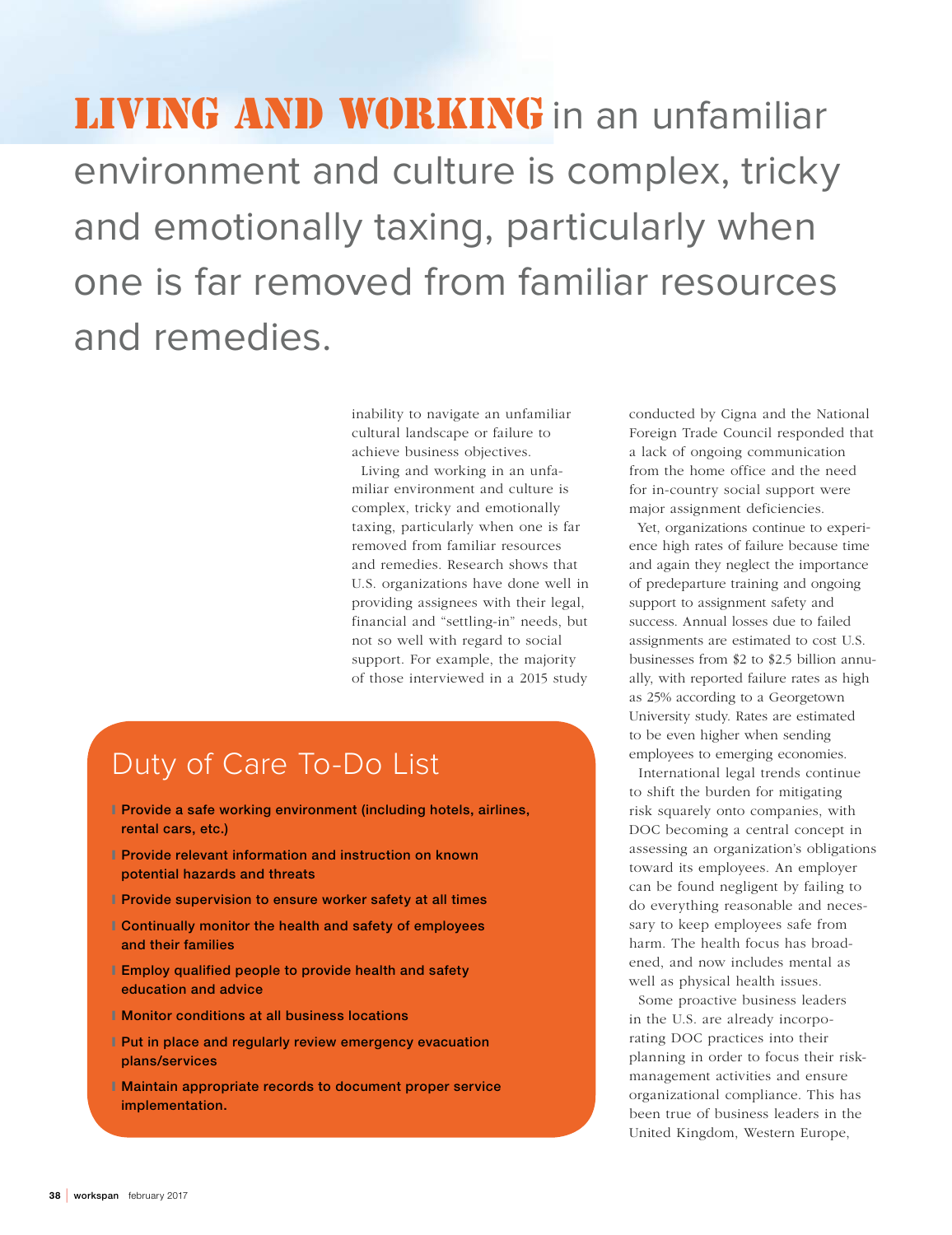**LIVING AND WORKING** in an unfamiliar environment and culture is complex, tricky and emotionally taxing, particularly when one is far removed from familiar resources and remedies.

inability to navigate an unfamiliar cultural landscape or failure to achieve business objectives.

Living and working in an unfamiliar environment and culture is complex, tricky and emotionally taxing, particularly when one is far removed from familiar resources and remedies. Research shows that U.S. organizations have done well in providing assignees with their legal, financial and "settling-in" needs, but not so well with regard to social support. For example, the majority of those interviewed in a 2015 study conducted by Cigna and the National Foreign Trade Council responded that a lack of ongoing communication from the home office and the need for in-country social support were major assignment deficiencies.

Yet, organizations continue to experience high rates of failure because time and again they neglect the importance of predeparture training and ongoing support to assignment safety and success. Annual losses due to failed assignments are estimated to cost U.S. businesses from $2 to $2.5 billion annually, with reported failure rates as high as 25% according to a Georgetown University study. Rates are estimated to be even higher when sending employees to emerging economies.

International legal trends continue to shift the burden for mitigating risk squarely onto companies, with DOC becoming a central concept in assessing an organization's obligations toward its employees. An employer can be found negligent by failing to do everything reasonable and necessary to keep employees safe from harm. The health focus has broadened, and now includes mental as well as physical health issues.

Some proactive business leaders in the U.S. are already incorporating DOC practices into their planning in order to focus their risk-management activities and ensure organizational compliance. This has been true of business leaders in the United Kingdom, Western Europe,

## Duty of Care To-Do List

- **Provide a safe working environment (including hotels, airlines, rental cars, etc.)**
- **Provide relevant information and instruction on known potential hazards and threats**
- **Provide supervision to ensure worker safety at all times**
- **Continually monitor the health and safety of employees and their families**
- **Employ qualified people to provide health and safety education and advice**
- **Monitor conditions at all business locations**
- **Put in place and regularly review emergency evacuation plans/services**
- **Maintain appropriate records to document proper service implementation.**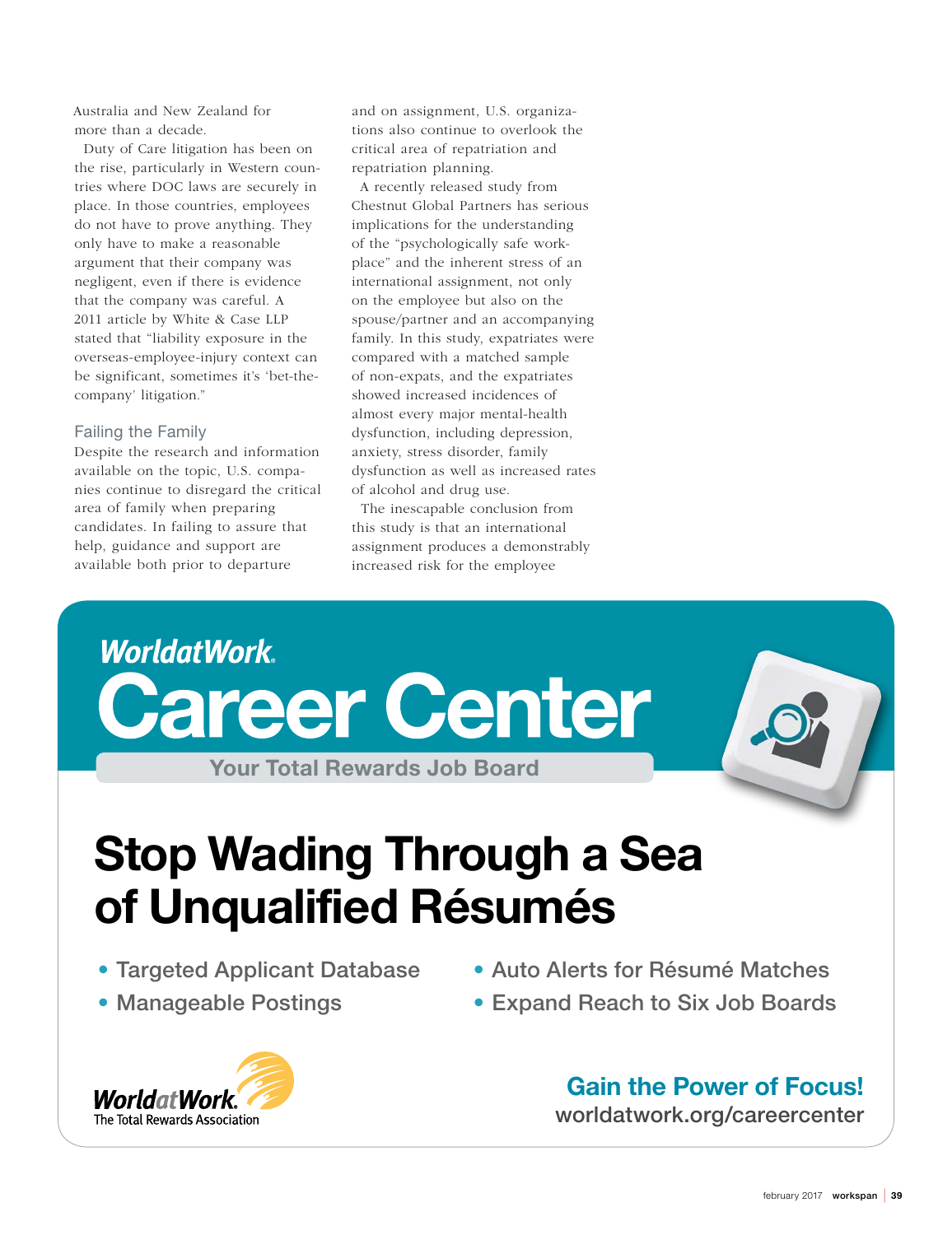Australia and New Zealand for more than a decade.

Duty of Care litigation has been on the rise, particularly in Western countries where DOC laws are securely in place. In those countries, employees do not have to prove anything. They only have to make a reasonable argument that their company was negligent, even if there is evidence that the company was careful. A 2011 article by White & Case LLP stated that "liability exposure in the overseas-employee-injury context can be significant, sometimes it's 'bet-the-company' litigation."

### Failing the Family

Despite the research and information available on the topic, U.S. companies continue to disregard the critical area of family when preparing candidates. In failing to assure that help, guidance and support are available both prior to departure and on assignment, U.S. organizations also continue to overlook the critical area of repatriation and repatriation planning.

A recently released study from Chestnut Global Partners has serious implications for the understanding of the "psychologically safe workplace" and the inherent stress of an international assignment, not only on the employee but also on the spouse/partner and an accompanying family. In this study, expatriates were compared with a matched sample of non-expats, and the expatriates showed increased incidences of almost every major mental-health dysfunction, including depression, anxiety, stress disorder, family dysfunction as well as increased rates of alcohol and drug use.

The inescapable conclusion from this study is that an international assignment produces a demonstrably increased risk for the employee

---

**WorldatWork Career Center**

**Your Total Rewards Job Board**

## Stop Wading Through a Sea of Unqualified Résumés

- Targeted Applicant Database
- Manageable Postings
- Auto Alerts for Résumé Matches
- Expand Reach to Six Job Boards

WorldatWork The Total Rewards Association

**Gain the Power of Focus!**

worldatwork.org/careercenter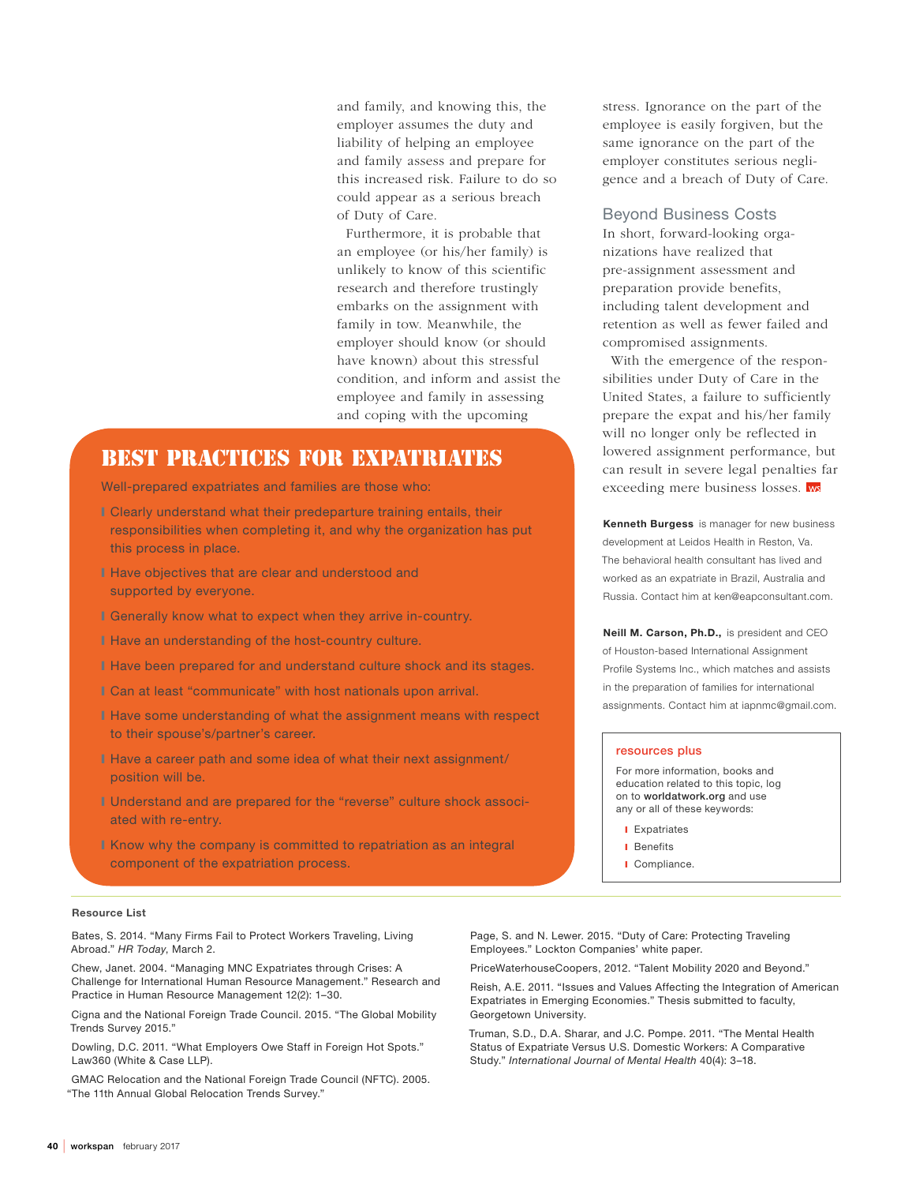and family, and knowing this, the employer assumes the duty and liability of helping an employee and family assess and prepare for this increased risk. Failure to do so could appear as a serious breach of Duty of Care.

Furthermore, it is probable that an employee (or his/her family) is unlikely to know of this scientific research and therefore trustingly embarks on the assignment with family in tow. Meanwhile, the employer should know (or should have known) about this stressful condition, and inform and assist the employee and family in assessing and coping with the upcoming stress. Ignorance on the part of the employee is easily forgiven, but the same ignorance on the part of the employer constitutes serious negligence and a breach of Duty of Care.

## Beyond Business Costs

In short, forward-looking organizations have realized that pre-assignment assessment and preparation provide benefits, including talent development and retention as well as fewer failed and compromised assignments.

With the emergence of the responsibilities under Duty of Care in the United States, a failure to sufficiently prepare the expat and his/her family will no longer only be reflected in lowered assignment performance, but can result in severe legal penalties far exceeding mere business losses.

## BEST PRACTICES FOR EXPATRIATES

Well-prepared expatriates and families are those who:

- Clearly understand what their predeparture training entails, their responsibilities when completing it, and why the organization has put this process in place.
- Have objectives that are clear and understood and supported by everyone.
- Generally know what to expect when they arrive in-country.
- Have an understanding of the host-country culture.
- Have been prepared for and understand culture shock and its stages.
- Can at least "communicate" with host nationals upon arrival.
- Have some understanding of what the assignment means with respect to their spouse's/partner's career.
- Have a career path and some idea of what their next assignment/position will be.
- Understand and are prepared for the "reverse" culture shock associated with re-entry.
- Know why the company is committed to repatriation as an integral component of the expatriation process.

**Kenneth Burgess** is manager for new business development at Leidos Health in Reston, Va. The behavioral health consultant has lived and worked as an expatriate in Brazil, Australia and Russia. Contact him at ken@eapconsultant.com.

**Neill M. Carson, Ph.D.,** is president and CEO of Houston-based International Assignment Profile Systems Inc., which matches and assists in the preparation of families for international assignments. Contact him at iapnmc@gmail.com.

### resources plus

For more information, books and education related to this topic, log on to **worldatwork.org** and use any or all of these keywords:

- Expatriates
- Benefits
- Compliance.

### Resource List

Bates, S. 2014. "Many Firms Fail to Protect Workers Traveling, Living Abroad." *HR Today*, March 2.

Chew, Janet. 2004. "Managing MNC Expatriates through Crises: A Challenge for International Human Resource Management." Research and Practice in Human Resource Management 12(2): 1–30.

Cigna and the National Foreign Trade Council. 2015. "The Global Mobility Trends Survey 2015."

Dowling, D.C. 2011. "What Employers Owe Staff in Foreign Hot Spots." Law360 (White & Case LLP).

GMAC Relocation and the National Foreign Trade Council (NFTC). 2005. "The 11th Annual Global Relocation Trends Survey."

Page, S. and N. Lewer. 2015. "Duty of Care: Protecting Traveling Employees." Lockton Companies' white paper.

PriceWaterhouseCoopers, 2012. "Talent Mobility 2020 and Beyond."

Reish, A.E. 2011. "Issues and Values Affecting the Integration of American Expatriates in Emerging Economies." Thesis submitted to faculty, Georgetown University.

Truman, S.D., D.A. Sharar, and J.C. Pompe. 2011. "The Mental Health Status of Expatriate Versus U.S. Domestic Workers: A Comparative Study." *International Journal of Mental Health* 40(4): 3–18.